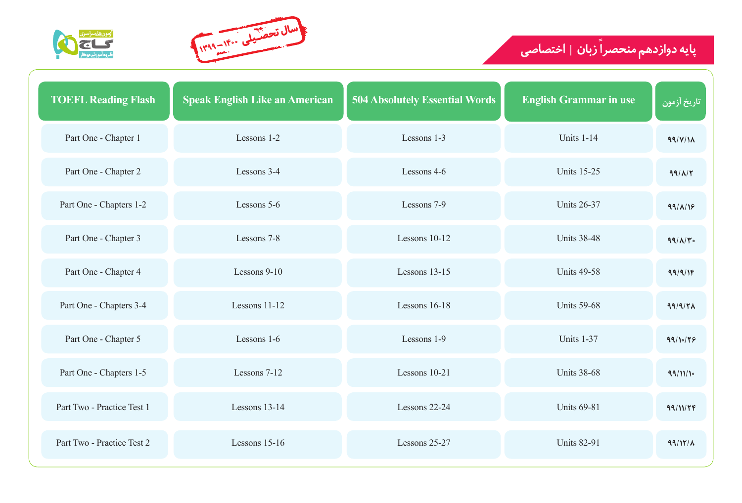# پایه دوازدهم منحصراً زبان | اختصاصی

سال تحصیلی ۱۴۰۰–۱۳۹۹

آزمون‌های سراسری گاج
گروه آموزشی جوکار

| تاریخ آزمون | English Grammar in use | 504 Absolutely Essential Words | Speak English Like an American | TOEFL Reading Flash |
|---|---|---|---|---|
| ۹۹/۷/۱۸ | Units 1-14 | Lessons 1-3 | Lessons 1-2 | Part One - Chapter 1 |
| ۹۹/۸/۲ | Units 15-25 | Lessons 4-6 | Lessons 3-4 | Part One - Chapter 2 |
| ۹۹/۸/۱۶ | Units 26-37 | Lessons 7-9 | Lessons 5-6 | Part One - Chapters 1-2 |
| ۹۹/۸/۳۰ | Units 38-48 | Lessons 10-12 | Lessons 7-8 | Part One - Chapter 3 |
| ۹۹/۹/۱۴ | Units 49-58 | Lessons 13-15 | Lessons 9-10 | Part One - Chapter 4 |
| ۹۹/۹/۲۸ | Units 59-68 | Lessons 16-18 | Lessons 11-12 | Part One - Chapters 3-4 |
| ۹۹/۱۰/۲۶ | Units 1-37 | Lessons 1-9 | Lessons 1-6 | Part One - Chapter 5 |
| ۹۹/۱۱/۱۰ | Units 38-68 | Lessons 10-21 | Lessons 7-12 | Part One - Chapters 1-5 |
| ۹۹/۱۱/۲۴ | Units 69-81 | Lessons 22-24 | Lessons 13-14 | Part Two - Practice Test 1 |
| ۹۹/۱۲/۸ | Units 82-91 | Lessons 25-27 | Lessons 15-16 | Part Two - Practice Test 2 |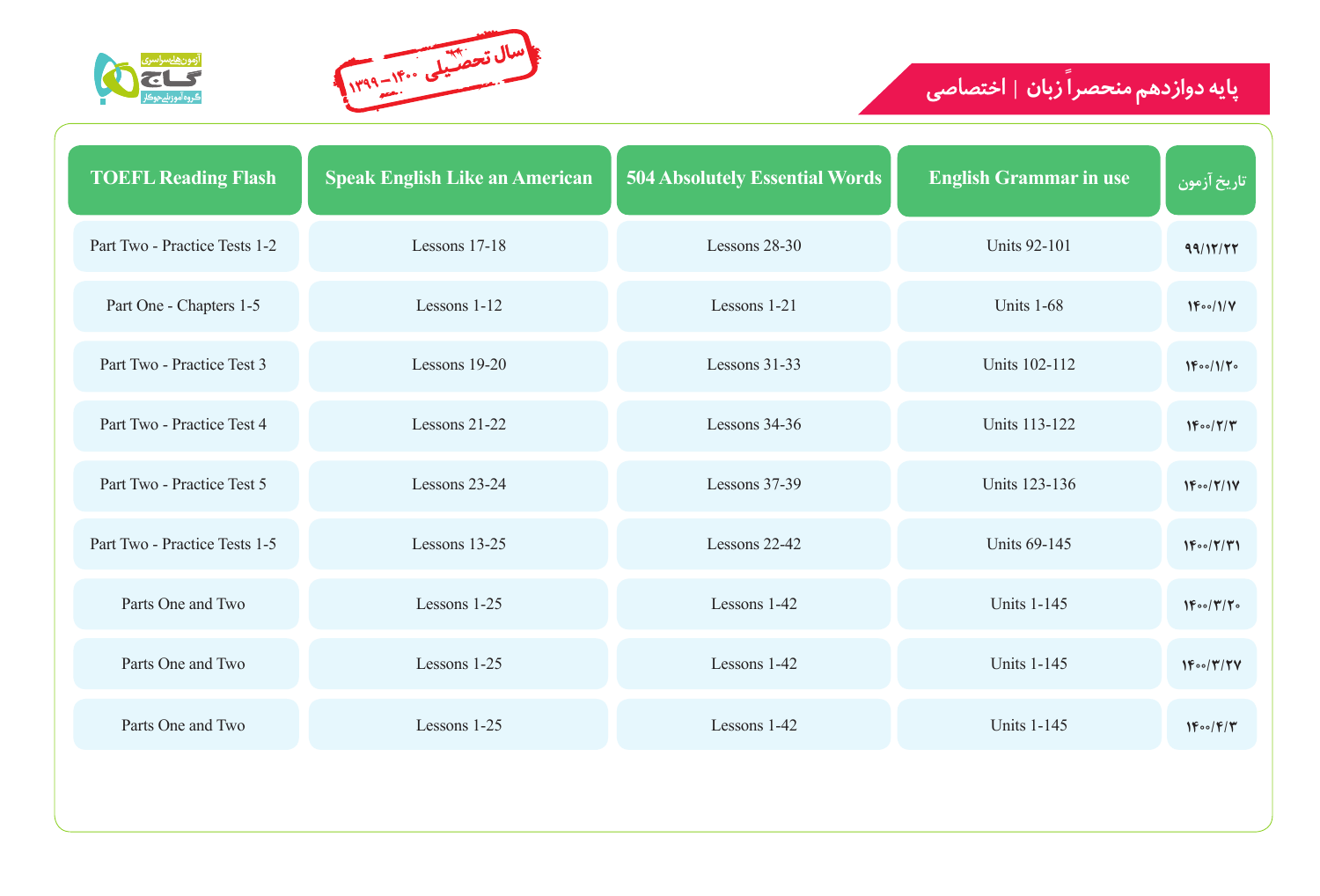## پایه دوازدهم منحصراً زبان | اختصاصی

سال تحصیلی ۱۴۰۰ – ۱۳۹۹

| تاریخ آزمون | English Grammar in use | 504 Absolutely Essential Words | Speak English Like an American | TOEFL Reading Flash |
|---|---|---|---|---|
| ۹۹/۱۲/۲۲ | Units 92-101 | Lessons 28-30 | Lessons 17-18 | Part Two - Practice Tests 1-2 |
| ۱۴۰۰/۱/۷ | Units 1-68 | Lessons 1-21 | Lessons 1-12 | Part One - Chapters 1-5 |
| ۱۴۰۰/۱/۲۰ | Units 102-112 | Lessons 31-33 | Lessons 19-20 | Part Two - Practice Test 3 |
| ۱۴۰۰/۲/۳ | Units 113-122 | Lessons 34-36 | Lessons 21-22 | Part Two - Practice Test 4 |
| ۱۴۰۰/۲/۱۷ | Units 123-136 | Lessons 37-39 | Lessons 23-24 | Part Two - Practice Test 5 |
| ۱۴۰۰/۲/۳۱ | Units 69-145 | Lessons 22-42 | Lessons 13-25 | Part Two - Practice Tests 1-5 |
| ۱۴۰۰/۳/۲۰ | Units 1-145 | Lessons 1-42 | Lessons 1-25 | Parts One and Two |
| ۱۴۰۰/۳/۲۷ | Units 1-145 | Lessons 1-42 | Lessons 1-25 | Parts One and Two |
| ۱۴۰۰/۴/۳ | Units 1-145 | Lessons 1-42 | Lessons 1-25 | Parts One and Two |